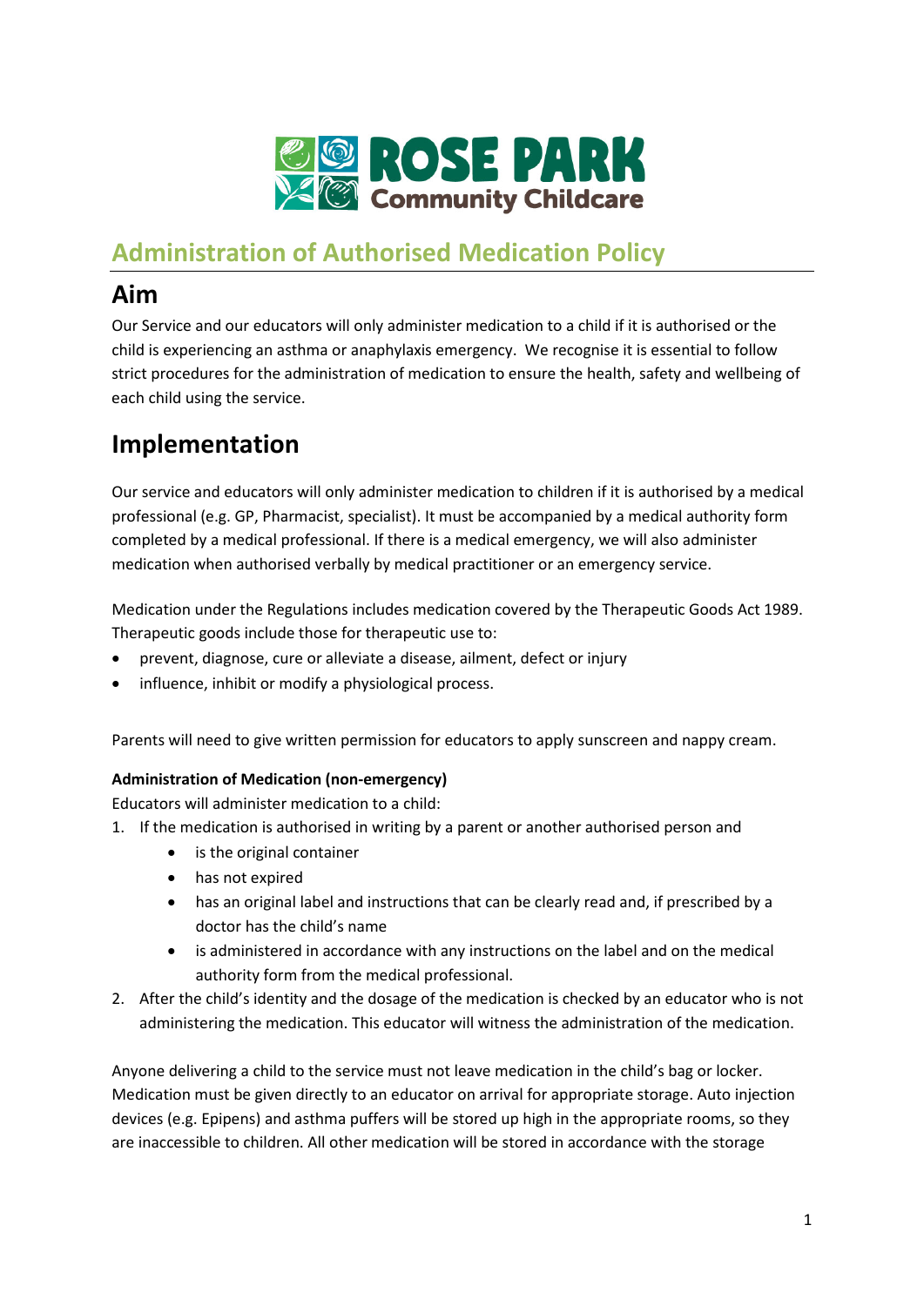ROSE PARK Community Childcare

# Administration of Authorised Medication Policy

## Aim

Our Service and our educators will only administer medication to a child if it is authorised or the child is experiencing an asthma or anaphylaxis emergency. We recognise it is essential to follow strict procedures for the administration of medication to ensure the health, safety and wellbeing of each child using the service.

## Implementation

Our service and educators will only administer medication to children if it is authorised by a medical professional (e.g. GP, Pharmacist, specialist). It must be accompanied by a medical authority form completed by a medical professional. If there is a medical emergency, we will also administer medication when authorised verbally by medical practitioner or an emergency service.

Medication under the Regulations includes medication covered by the Therapeutic Goods Act 1989. Therapeutic goods include those for therapeutic use to:

- prevent, diagnose, cure or alleviate a disease, ailment, defect or injury
- influence, inhibit or modify a physiological process.

Parents will need to give written permission for educators to apply sunscreen and nappy cream.

**Administration of Medication (non-emergency)**

Educators will administer medication to a child:

1. If the medication is authorised in writing by a parent or another authorised person and
    - is the original container
    - has not expired
    - has an original label and instructions that can be clearly read and, if prescribed by a doctor has the child's name
    - is administered in accordance with any instructions on the label and on the medical authority form from the medical professional.
2. After the child's identity and the dosage of the medication is checked by an educator who is not administering the medication. This educator will witness the administration of the medication.

Anyone delivering a child to the service must not leave medication in the child's bag or locker. Medication must be given directly to an educator on arrival for appropriate storage. Auto injection devices (e.g. Epipens) and asthma puffers will be stored up high in the appropriate rooms, so they are inaccessible to children. All other medication will be stored in accordance with the storage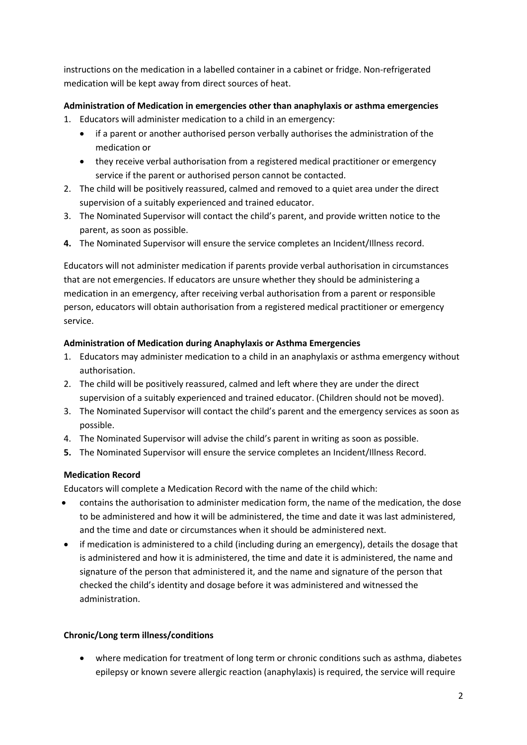instructions on the medication in a labelled container in a cabinet or fridge. Non-refrigerated medication will be kept away from direct sources of heat.

**Administration of Medication in emergencies other than anaphylaxis or asthma emergencies**

1. Educators will administer medication to a child in an emergency:
   - if a parent or another authorised person verbally authorises the administration of the medication or
   - they receive verbal authorisation from a registered medical practitioner or emergency service if the parent or authorised person cannot be contacted.
2. The child will be positively reassured, calmed and removed to a quiet area under the direct supervision of a suitably experienced and trained educator.
3. The Nominated Supervisor will contact the child's parent, and provide written notice to the parent, as soon as possible.
4. The Nominated Supervisor will ensure the service completes an Incident/Illness record.

Educators will not administer medication if parents provide verbal authorisation in circumstances that are not emergencies. If educators are unsure whether they should be administering a medication in an emergency, after receiving verbal authorisation from a parent or responsible person, educators will obtain authorisation from a registered medical practitioner or emergency service.

**Administration of Medication during Anaphylaxis or Asthma Emergencies**

1. Educators may administer medication to a child in an anaphylaxis or asthma emergency without authorisation.
2. The child will be positively reassured, calmed and left where they are under the direct supervision of a suitably experienced and trained educator. (Children should not be moved).
3. The Nominated Supervisor will contact the child's parent and the emergency services as soon as possible.
4. The Nominated Supervisor will advise the child's parent in writing as soon as possible.
5. The Nominated Supervisor will ensure the service completes an Incident/Illness Record.

**Medication Record**

Educators will complete a Medication Record with the name of the child which:

- contains the authorisation to administer medication form, the name of the medication, the dose to be administered and how it will be administered, the time and date it was last administered, and the time and date or circumstances when it should be administered next.
- if medication is administered to a child (including during an emergency), details the dosage that is administered and how it is administered, the time and date it is administered, the name and signature of the person that administered it, and the name and signature of the person that checked the child's identity and dosage before it was administered and witnessed the administration.

**Chronic/Long term illness/conditions**

- where medication for treatment of long term or chronic conditions such as asthma, diabetes epilepsy or known severe allergic reaction (anaphylaxis) is required, the service will require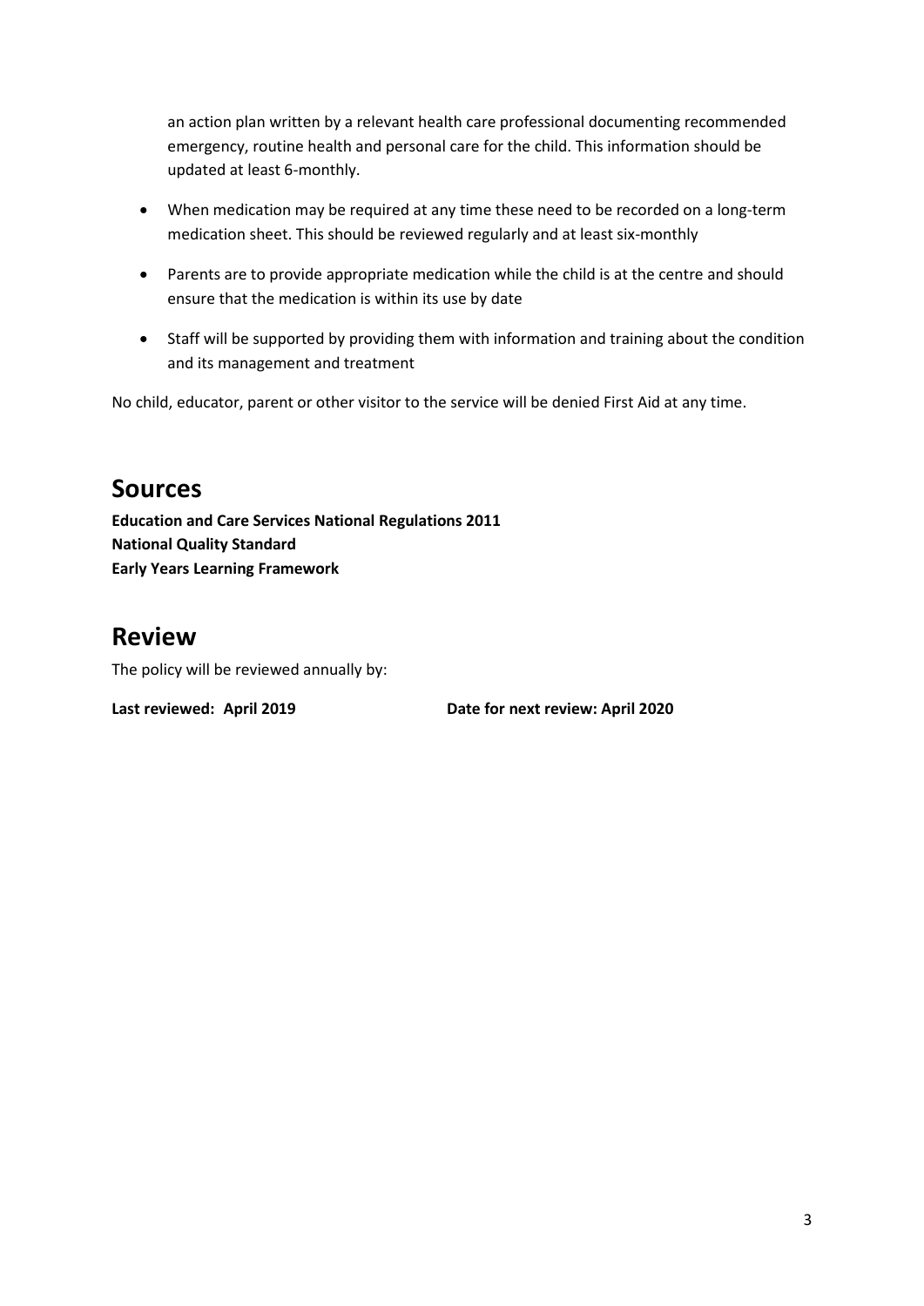an action plan written by a relevant health care professional documenting recommended emergency, routine health and personal care for the child. This information should be updated at least 6-monthly.

- When medication may be required at any time these need to be recorded on a long-term medication sheet. This should be reviewed regularly and at least six-monthly
- Parents are to provide appropriate medication while the child is at the centre and should ensure that the medication is within its use by date
- Staff will be supported by providing them with information and training about the condition and its management and treatment

No child, educator, parent or other visitor to the service will be denied First Aid at any time.

## Sources

**Education and Care Services National Regulations 2011**
**National Quality Standard**
**Early Years Learning Framework**

## Review

The policy will be reviewed annually by:

**Last reviewed: April 2019** **Date for next review: April 2020**